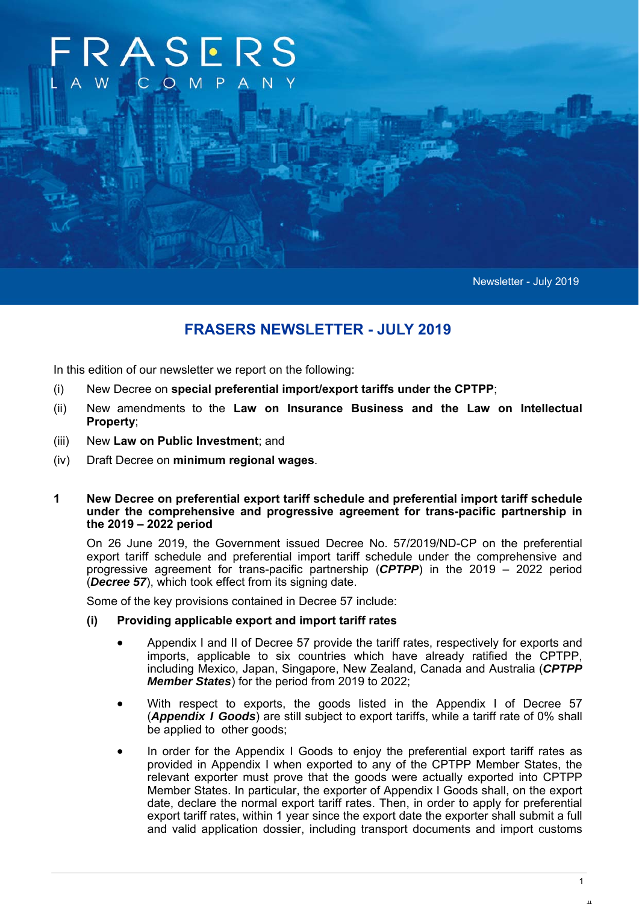FRASERS LAW COMPANY

Newsletter - July 2019

# FRASERS NEWSLETTER - JULY 2019

In this edition of our newsletter we report on the following:

(i) New Decree on **special preferential import/export tariffs under the CPTPP**;

(ii) New amendments to the **Law on Insurance Business and the Law on Intellectual Property**;

(iii) New **Law on Public Investment**; and

(iv) Draft Decree on **minimum regional wages**.

## 1 New Decree on preferential export tariff schedule and preferential import tariff schedule under the comprehensive and progressive agreement for trans-pacific partnership in the 2019 – 2022 period

On 26 June 2019, the Government issued Decree No. 57/2019/ND-CP on the preferential export tariff schedule and preferential import tariff schedule under the comprehensive and progressive agreement for trans-pacific partnership (***CPTPP***) in the 2019 – 2022 period (***Decree 57***), which took effect from its signing date.

Some of the key provisions contained in Decree 57 include:

### (i) Providing applicable export and import tariff rates

- Appendix I and II of Decree 57 provide the tariff rates, respectively for exports and imports, applicable to six countries which have already ratified the CPTPP, including Mexico, Japan, Singapore, New Zealand, Canada and Australia (***CPTPP Member States***) for the period from 2019 to 2022;

- With respect to exports, the goods listed in the Appendix I of Decree 57 (***Appendix I Goods***) are still subject to export tariffs, while a tariff rate of 0% shall be applied to other goods;

- In order for the Appendix I Goods to enjoy the preferential export tariff rates as provided in Appendix I when exported to any of the CPTPP Member States, the relevant exporter must prove that the goods were actually exported into CPTPP Member States. In particular, the exporter of Appendix I Goods shall, on the export date, declare the normal export tariff rates. Then, in order to apply for preferential export tariff rates, within 1 year since the export date the exporter shall submit a full and valid application dossier, including transport documents and import customs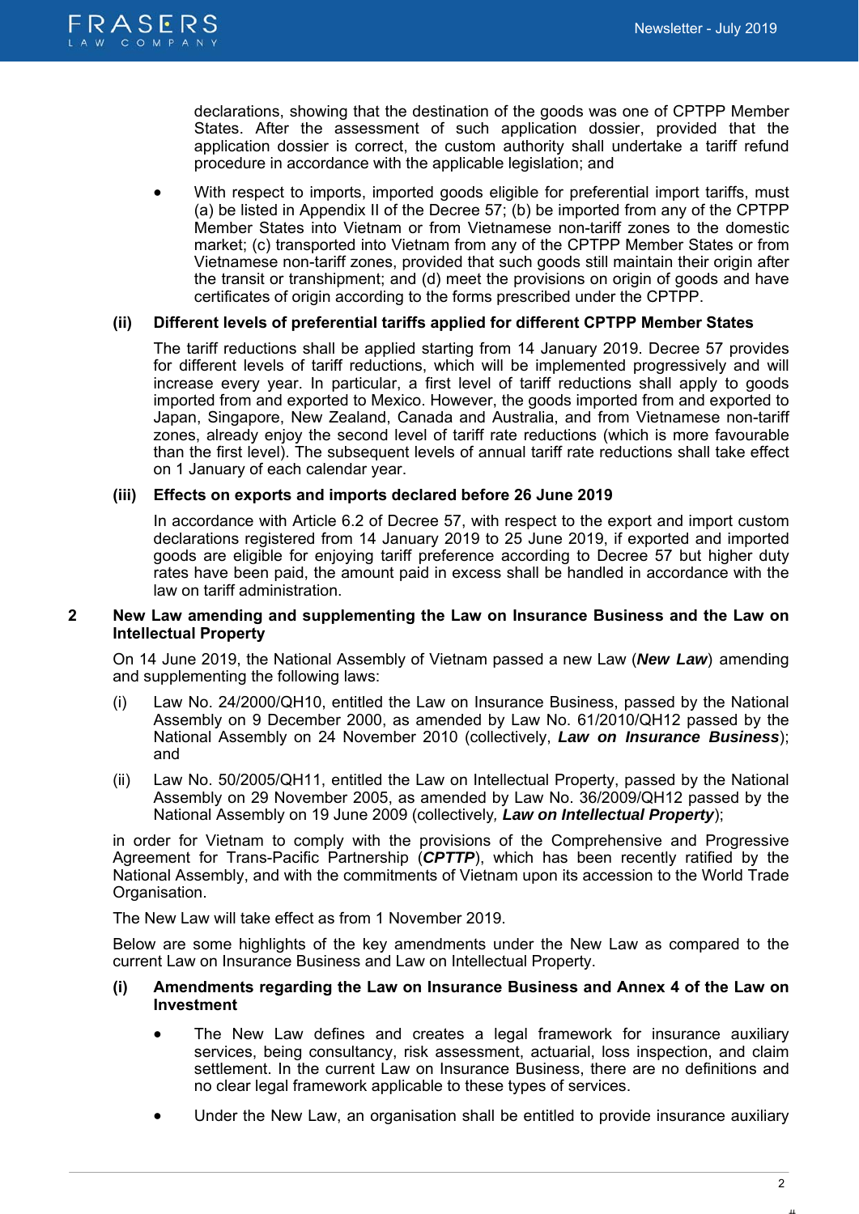declarations, showing that the destination of the goods was one of CPTPP Member States. After the assessment of such application dossier, provided that the application dossier is correct, the custom authority shall undertake a tariff refund procedure in accordance with the applicable legislation; and

- With respect to imports, imported goods eligible for preferential import tariffs, must (a) be listed in Appendix II of the Decree 57; (b) be imported from any of the CPTPP Member States into Vietnam or from Vietnamese non-tariff zones to the domestic market; (c) transported into Vietnam from any of the CPTPP Member States or from Vietnamese non-tariff zones, provided that such goods still maintain their origin after the transit or transhipment; and (d) meet the provisions on origin of goods and have certificates of origin according to the forms prescribed under the CPTPP.

**(ii) Different levels of preferential tariffs applied for different CPTPP Member States**

The tariff reductions shall be applied starting from 14 January 2019. Decree 57 provides for different levels of tariff reductions, which will be implemented progressively and will increase every year. In particular, a first level of tariff reductions shall apply to goods imported from and exported to Mexico. However, the goods imported from and exported to Japan, Singapore, New Zealand, Canada and Australia, and from Vietnamese non-tariff zones, already enjoy the second level of tariff rate reductions (which is more favourable than the first level). The subsequent levels of annual tariff rate reductions shall take effect on 1 January of each calendar year.

**(iii) Effects on exports and imports declared before 26 June 2019**

In accordance with Article 6.2 of Decree 57, with respect to the export and import custom declarations registered from 14 January 2019 to 25 June 2019, if exported and imported goods are eligible for enjoying tariff preference according to Decree 57 but higher duty rates have been paid, the amount paid in excess shall be handled in accordance with the law on tariff administration.

## 2 New Law amending and supplementing the Law on Insurance Business and the Law on Intellectual Property

On 14 June 2019, the National Assembly of Vietnam passed a new Law (***New Law***) amending and supplementing the following laws:

(i) Law No. 24/2000/QH10, entitled the Law on Insurance Business, passed by the National Assembly on 9 December 2000, as amended by Law No. 61/2010/QH12 passed by the National Assembly on 24 November 2010 (collectively, ***Law on Insurance Business***); and

(ii) Law No. 50/2005/QH11, entitled the Law on Intellectual Property, passed by the National Assembly on 29 November 2005, as amended by Law No. 36/2009/QH12 passed by the National Assembly on 19 June 2009 (collectively, ***Law on Intellectual Property***);

in order for Vietnam to comply with the provisions of the Comprehensive and Progressive Agreement for Trans-Pacific Partnership (***CPTTP***), which has been recently ratified by the National Assembly, and with the commitments of Vietnam upon its accession to the World Trade Organisation.

The New Law will take effect as from 1 November 2019.

Below are some highlights of the key amendments under the New Law as compared to the current Law on Insurance Business and Law on Intellectual Property.

**(i) Amendments regarding the Law on Insurance Business and Annex 4 of the Law on Investment**

- The New Law defines and creates a legal framework for insurance auxiliary services, being consultancy, risk assessment, actuarial, loss inspection, and claim settlement. In the current Law on Insurance Business, there are no definitions and no clear legal framework applicable to these types of services.

- Under the New Law, an organisation shall be entitled to provide insurance auxiliary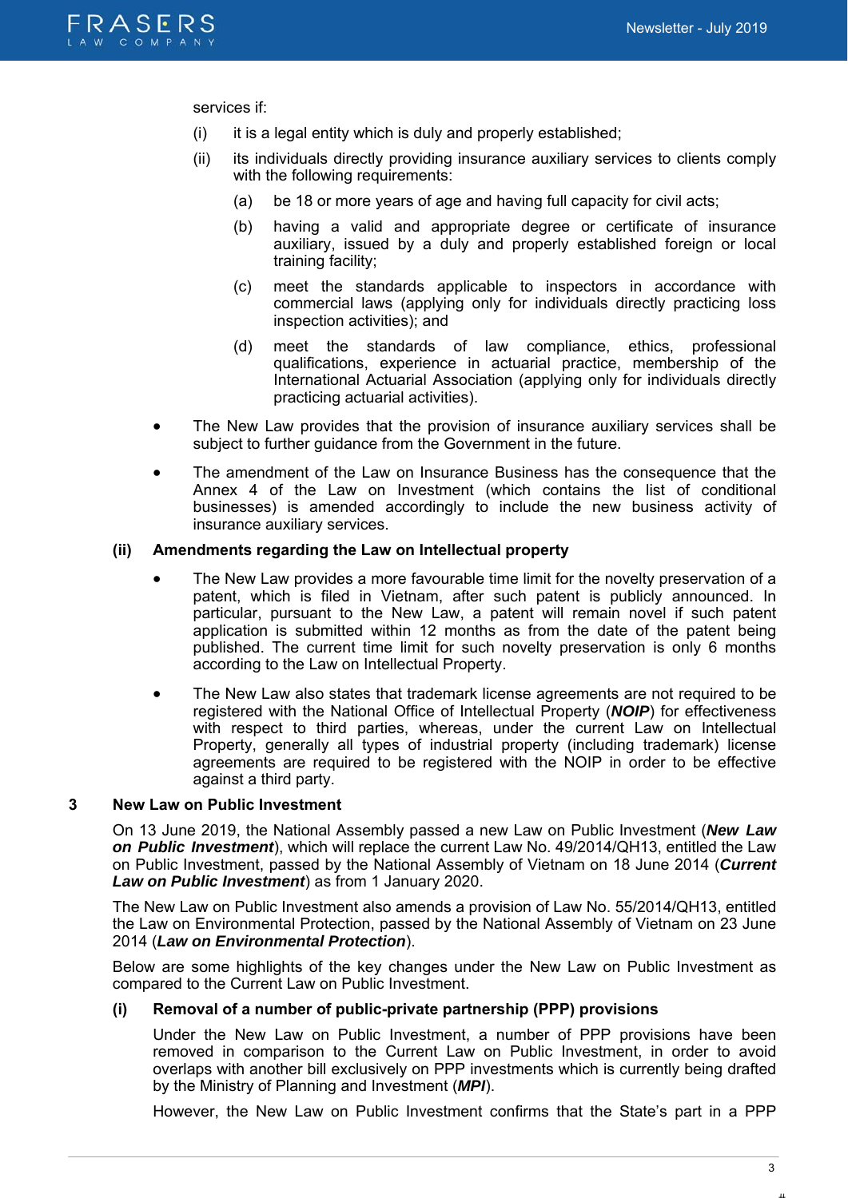services if:

(i) it is a legal entity which is duly and properly established;

(ii) its individuals directly providing insurance auxiliary services to clients comply with the following requirements:

   (a) be 18 or more years of age and having full capacity for civil acts;

   (b) having a valid and appropriate degree or certificate of insurance auxiliary, issued by a duly and properly established foreign or local training facility;

   (c) meet the standards applicable to inspectors in accordance with commercial laws (applying only for individuals directly practicing loss inspection activities); and

   (d) meet the standards of law compliance, ethics, professional qualifications, experience in actuarial practice, membership of the International Actuarial Association (applying only for individuals directly practicing actuarial activities).

- The New Law provides that the provision of insurance auxiliary services shall be subject to further guidance from the Government in the future.
- The amendment of the Law on Insurance Business has the consequence that the Annex 4 of the Law on Investment (which contains the list of conditional businesses) is amended accordingly to include the new business activity of insurance auxiliary services.

**(ii) Amendments regarding the Law on Intellectual property**

- The New Law provides a more favourable time limit for the novelty preservation of a patent, which is filed in Vietnam, after such patent is publicly announced. In particular, pursuant to the New Law, a patent will remain novel if such patent application is submitted within 12 months as from the date of the patent being published. The current time limit for such novelty preservation is only 6 months according to the Law on Intellectual Property.
- The New Law also states that trademark license agreements are not required to be registered with the National Office of Intellectual Property (***NOIP***) for effectiveness with respect to third parties, whereas, under the current Law on Intellectual Property, generally all types of industrial property (including trademark) license agreements are required to be registered with the NOIP in order to be effective against a third party.

## 3 New Law on Public Investment

On 13 June 2019, the National Assembly passed a new Law on Public Investment (***New Law on Public Investment***), which will replace the current Law No. 49/2014/QH13, entitled the Law on Public Investment, passed by the National Assembly of Vietnam on 18 June 2014 (***Current Law on Public Investment***) as from 1 January 2020.

The New Law on Public Investment also amends a provision of Law No. 55/2014/QH13, entitled the Law on Environmental Protection, passed by the National Assembly of Vietnam on 23 June 2014 (***Law on Environmental Protection***).

Below are some highlights of the key changes under the New Law on Public Investment as compared to the Current Law on Public Investment.

**(i) Removal of a number of public-private partnership (PPP) provisions**

Under the New Law on Public Investment, a number of PPP provisions have been removed in comparison to the Current Law on Public Investment, in order to avoid overlaps with another bill exclusively on PPP investments which is currently being drafted by the Ministry of Planning and Investment (***MPI***).

However, the New Law on Public Investment confirms that the State's part in a PPP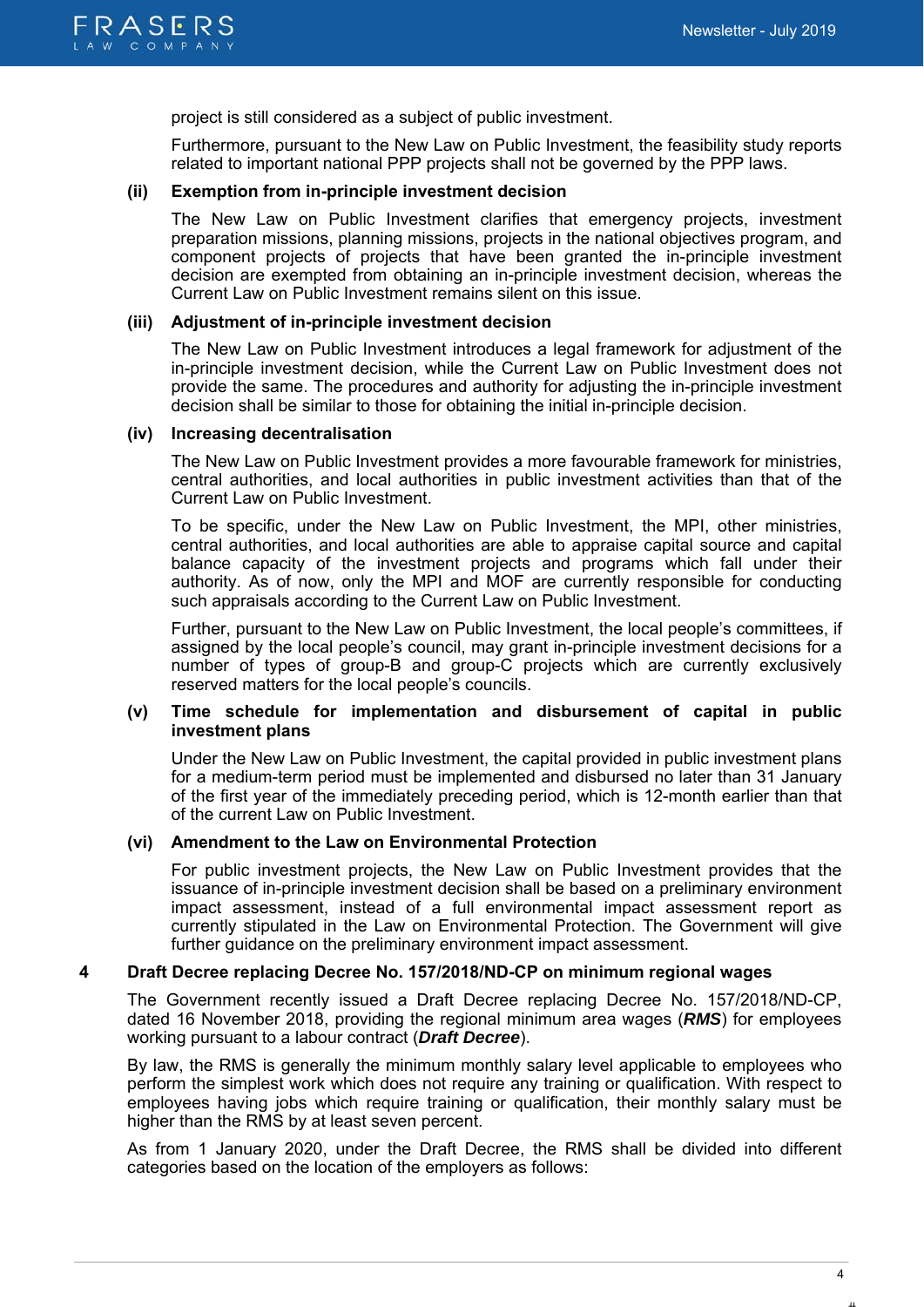project is still considered as a subject of public investment.

Furthermore, pursuant to the New Law on Public Investment, the feasibility study reports related to important national PPP projects shall not be governed by the PPP laws.

**(ii) Exemption from in-principle investment decision**

The New Law on Public Investment clarifies that emergency projects, investment preparation missions, planning missions, projects in the national objectives program, and component projects of projects that have been granted the in-principle investment decision are exempted from obtaining an in-principle investment decision, whereas the Current Law on Public Investment remains silent on this issue.

**(iii) Adjustment of in-principle investment decision**

The New Law on Public Investment introduces a legal framework for adjustment of the in-principle investment decision, while the Current Law on Public Investment does not provide the same. The procedures and authority for adjusting the in-principle investment decision shall be similar to those for obtaining the initial in-principle decision.

**(iv) Increasing decentralisation**

The New Law on Public Investment provides a more favourable framework for ministries, central authorities, and local authorities in public investment activities than that of the Current Law on Public Investment.

To be specific, under the New Law on Public Investment, the MPI, other ministries, central authorities and local authorities are able to appraise capital source and capital balance capacity of the investment projects and programs which fall under their authority. As of now, only the MPI and MOF are currently responsible for conducting such appraisals according to the Current Law on Public Investment.

Further, pursuant to the New Law on Public Investment, the local people's committees, if assigned by the local people's council, may grant in-principle investment decisions for a number of types of group-B and group-C projects which are currently exclusively reserved matters for the local people's councils.

**(v) Time schedule for implementation and disbursement of capital in public investment plans**

Under the New Law on Public Investment, the capital provided in public investment plans for a medium-term period must be implemented and disbursed no later than 31 January of the first year of the immediately preceding period, which is 12-month earlier than that of the current Law on Public Investment.

**(vi) Amendment to the Law on Environmental Protection**

For public investment projects, the New Law on Public Investment provides that the issuance of in-principle investment decision shall be based on a preliminary environment impact assessment, instead of a full environmental impact assessment report as currently stipulated in the Law on Environmental Protection. The Government will give further guidance on the preliminary environment impact assessment.

## 4 Draft Decree replacing Decree No. 157/2018/ND-CP on minimum regional wages

The Government recently issued a Draft Decree replacing Decree No. 157/2018/ND-CP, dated 16 November 2018, providing the regional minimum area wages (***RMS***) for employees working pursuant to a labour contract (***Draft Decree***).

By law, the RMS is generally the minimum monthly salary level applicable to employees who perform the simplest work which does not require any training or qualification. With respect to employees having jobs which require training or qualification, their monthly salary must be higher than the RMS by at least seven percent.

As from 1 January 2020, under the Draft Decree, the RMS shall be divided into different categories based on the location of the employers as follows: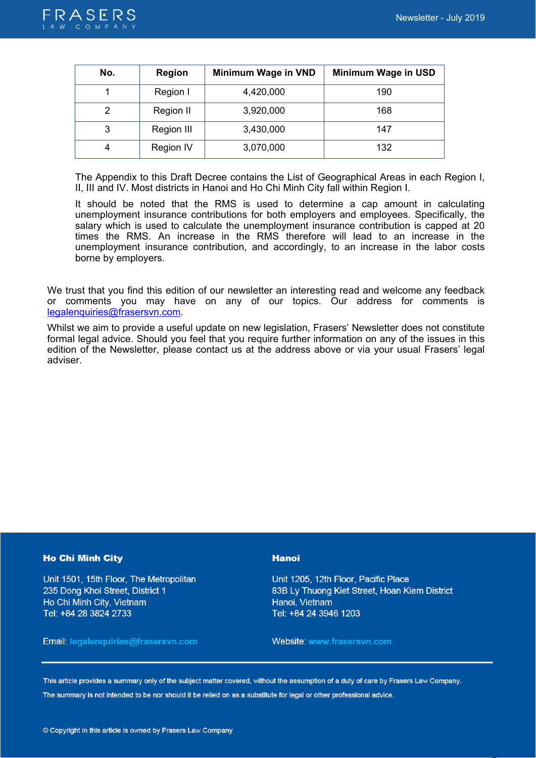| No. | Region | Minimum Wage in VND | Minimum Wage in USD |
|---|---|---|---|
| 1 | Region I | 4,420,000 | 190 |
| 2 | Region II | 3,920,000 | 168 |
| 3 | Region III | 3,430,000 | 147 |
| 4 | Region IV | 3,070,000 | 132 |

The Appendix to this Draft Decree contains the List of Geographical Areas in each Region I, II, III and IV. Most districts in Hanoi and Ho Chi Minh City fall within Region I.

It should be noted that the RMS is used to determine a cap amount in calculating unemployment insurance contributions for both employers and employees. Specifically, the salary which is used to calculate the unemployment insurance contribution is capped at 20 times the RMS. An increase in the RMS therefore will lead to an increase in the unemployment insurance contribution, and accordingly, to an increase in the labor costs borne by employers.

We trust that you find this edition of our newsletter an interesting read and welcome any feedback or comments you may have on any of our topics. Our address for comments is legalenquiries@frasersvn.com.

Whilst we aim to provide a useful update on new legislation, Frasers' Newsletter does not constitute formal legal advice. Should you feel that you require further information on any of the issues in this edition of the Newsletter, please contact us at the address above or via your usual Frasers' legal adviser.

**Ho Chi Minh City**

Unit 1501, 15th Floor, The Metropolitan
235 Dong Khoi Street, District 1
Ho Chi Minh City, Vietnam
Tel: +84 28 3824 2733

Email: legalenquiries@frasersvn.com

**Hanoi**

Unit 1205, 12th Floor, Pacific Place
83B Ly Thuong Kiet Street, Hoan Kiem District
Hanoi, Vietnam
Tel: +84 24 3946 1203

Website: www.frasersvn.com

This article provides a summary only of the subject matter covered, without the assumption of a duty of care by Frasers Law Company.

The summary is not intended to be nor should it be relied on as a substitute for legal or other professional advice.

© Copyright in this article is owned by Frasers Law Company